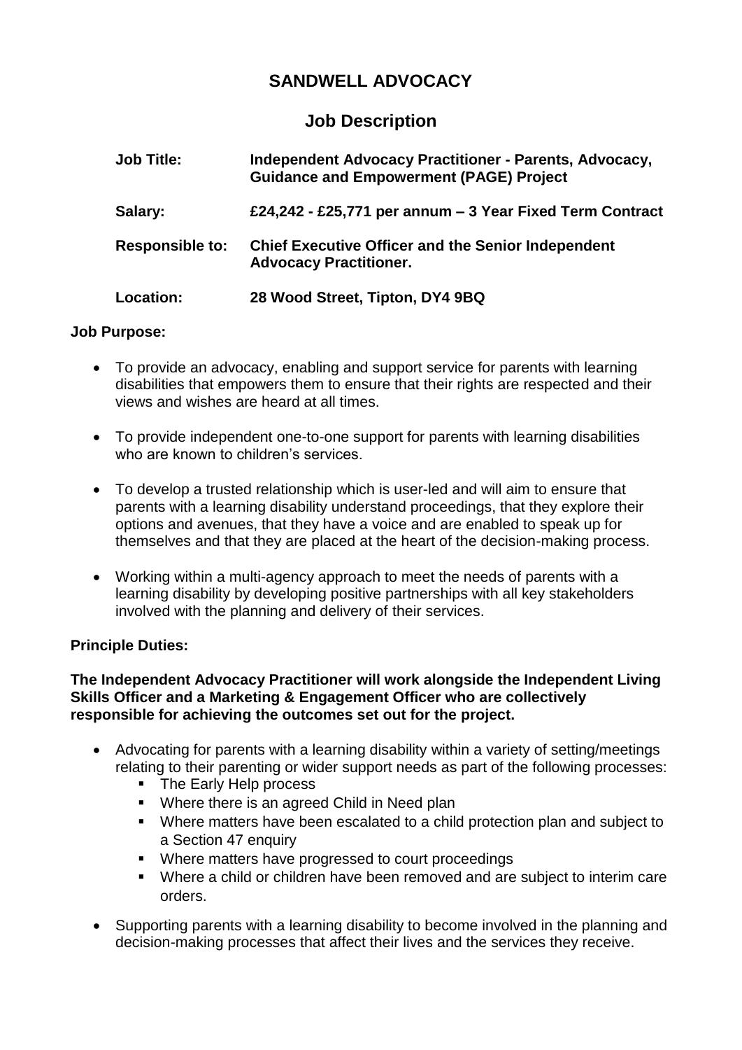# SANDWELL ADVOCACY

## Job Description

| | |
|---|---|
| **Job Title:** | **Independent Advocacy Practitioner - Parents, Advocacy, Guidance and Empowerment (PAGE) Project** |
| **Salary:** | **£24,242 - £25,771 per annum – 3 Year Fixed Term Contract** |
| **Responsible to:** | **Chief Executive Officer and the Senior Independent Advocacy Practitioner.** |
| **Location:** | **28 Wood Street, Tipton, DY4 9BQ** |

**Job Purpose:**

- To provide an advocacy, enabling and support service for parents with learning disabilities that empowers them to ensure that their rights are respected and their views and wishes are heard at all times.
- To provide independent one-to-one support for parents with learning disabilities who are known to children's services.
- To develop a trusted relationship which is user-led and will aim to ensure that parents with a learning disability understand proceedings, that they explore their options and avenues, that they have a voice and are enabled to speak up for themselves and that they are placed at the heart of the decision-making process.
- Working within a multi-agency approach to meet the needs of parents with a learning disability by developing positive partnerships with all key stakeholders involved with the planning and delivery of their services.

**Principle Duties:**

**The Independent Advocacy Practitioner will work alongside the Independent Living Skills Officer and a Marketing & Engagement Officer who are collectively responsible for achieving the outcomes set out for the project.**

- Advocating for parents with a learning disability within a variety of setting/meetings relating to their parenting or wider support needs as part of the following processes:
  - The Early Help process
  - Where there is an agreed Child in Need plan
  - Where matters have been escalated to a child protection plan and subject to a Section 47 enquiry
  - Where matters have progressed to court proceedings
  - Where a child or children have been removed and are subject to interim care orders.
- Supporting parents with a learning disability to become involved in the planning and decision-making processes that affect their lives and the services they receive.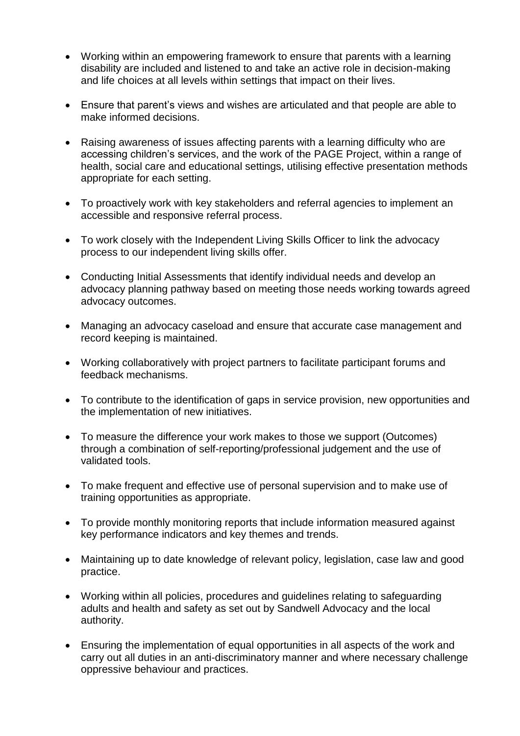- Working within an empowering framework to ensure that parents with a learning disability are included and listened to and take an active role in decision-making and life choices at all levels within settings that impact on their lives.

- Ensure that parent's views and wishes are articulated and that people are able to make informed decisions.

- Raising awareness of issues affecting parents with a learning difficulty who are accessing children's services, and the work of the PAGE Project, within a range of health, social care and educational settings, utilising effective presentation methods appropriate for each setting.

- To proactively work with key stakeholders and referral agencies to implement an accessible and responsive referral process.

- To work closely with the Independent Living Skills Officer to link the advocacy process to our independent living skills offer.

- Conducting Initial Assessments that identify individual needs and develop an advocacy planning pathway based on meeting those needs working towards agreed advocacy outcomes.

- Managing an advocacy caseload and ensure that accurate case management and record keeping is maintained.

- Working collaboratively with project partners to facilitate participant forums and feedback mechanisms.

- To contribute to the identification of gaps in service provision, new opportunities and the implementation of new initiatives.

- To measure the difference your work makes to those we support (Outcomes) through a combination of self-reporting/professional judgement and the use of validated tools.

- To make frequent and effective use of personal supervision and to make use of training opportunities as appropriate.

- To provide monthly monitoring reports that include information measured against key performance indicators and key themes and trends.

- Maintaining up to date knowledge of relevant policy, legislation, case law and good practice.

- Working within all policies, procedures and guidelines relating to safeguarding adults and health and safety as set out by Sandwell Advocacy and the local authority.

- Ensuring the implementation of equal opportunities in all aspects of the work and carry out all duties in an anti-discriminatory manner and where necessary challenge oppressive behaviour and practices.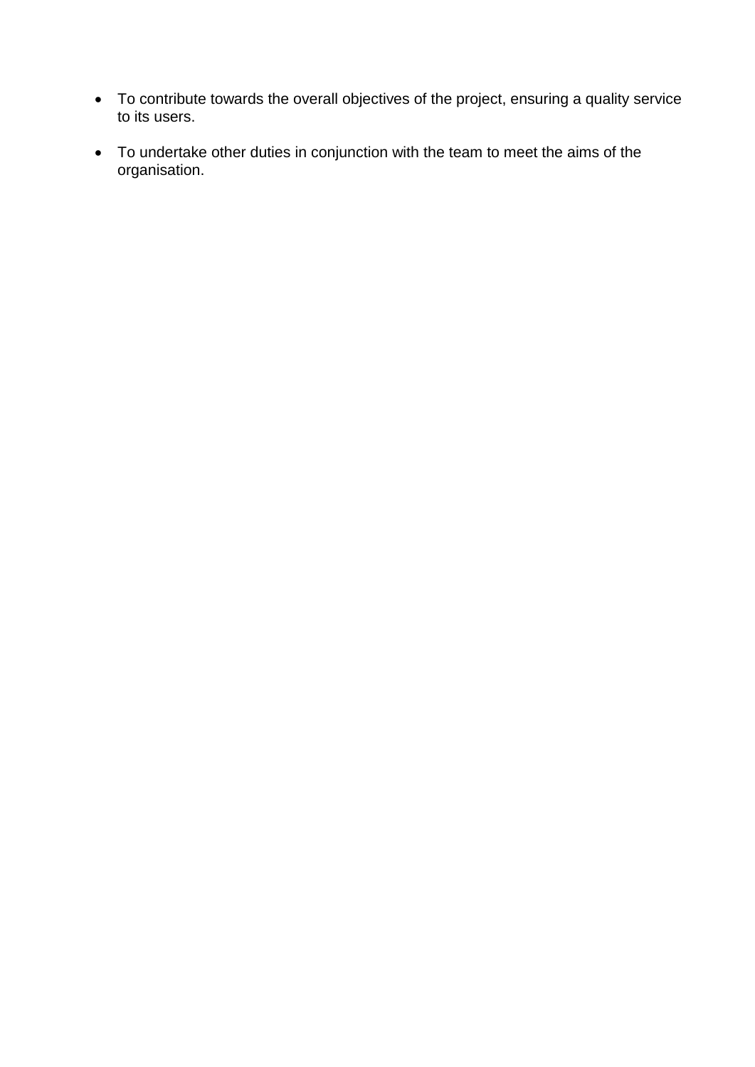- To contribute towards the overall objectives of the project, ensuring a quality service to its users.
- To undertake other duties in conjunction with the team to meet the aims of the organisation.